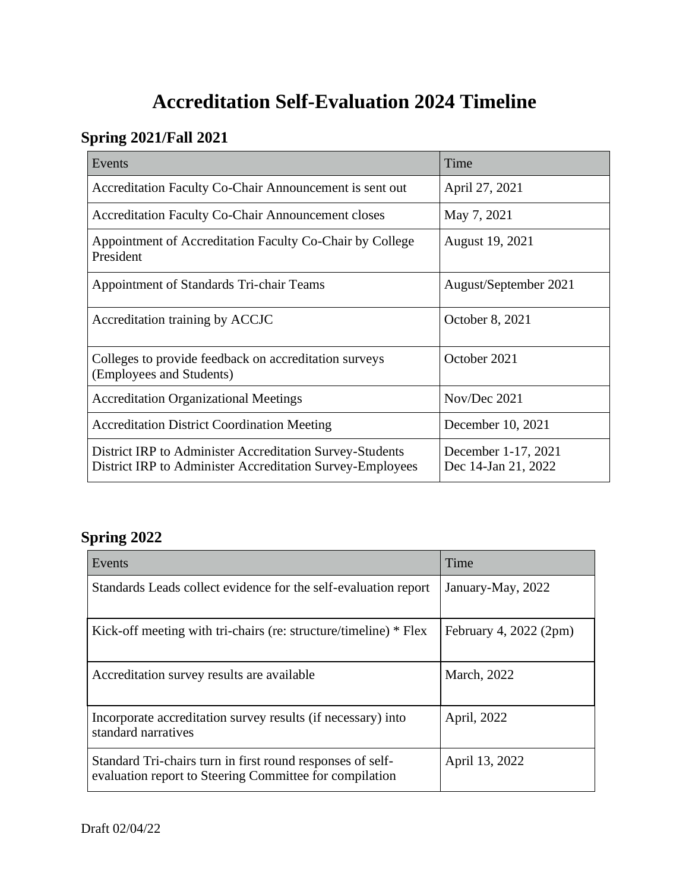# Accreditation Self-Evaluation 2024 Timeline

## Spring 2021/Fall 2021

| Events | Time |
|---|---|
| Accreditation Faculty Co-Chair Announcement is sent out | April 27, 2021 |
| Accreditation Faculty Co-Chair Announcement closes | May 7, 2021 |
| Appointment of Accreditation Faculty Co-Chair by College President | August 19, 2021 |
| Appointment of Standards Tri-chair Teams | August/September 2021 |
| Accreditation training by ACCJC | October 8, 2021 |
| Colleges to provide feedback on accreditation surveys (Employees and Students) | October 2021 |
| Accreditation Organizational Meetings | Nov/Dec 2021 |
| Accreditation District Coordination Meeting | December 10, 2021 |
| District IRP to Administer Accreditation Survey-Students<br>District IRP to Administer Accreditation Survey-Employees | December 1-17, 2021<br>Dec 14-Jan 21, 2022 |

## Spring 2022

| Events | Time |
|---|---|
| Standards Leads collect evidence for the self-evaluation report | January-May, 2022 |
| Kick-off meeting with tri-chairs (re: structure/timeline) * Flex | February 4, 2022 (2pm) |
| Accreditation survey results are available | March, 2022 |
| Incorporate accreditation survey results (if necessary) into standard narratives | April, 2022 |
| Standard Tri-chairs turn in first round responses of self-evaluation report to Steering Committee for compilation | April 13, 2022 |

Draft 02/04/22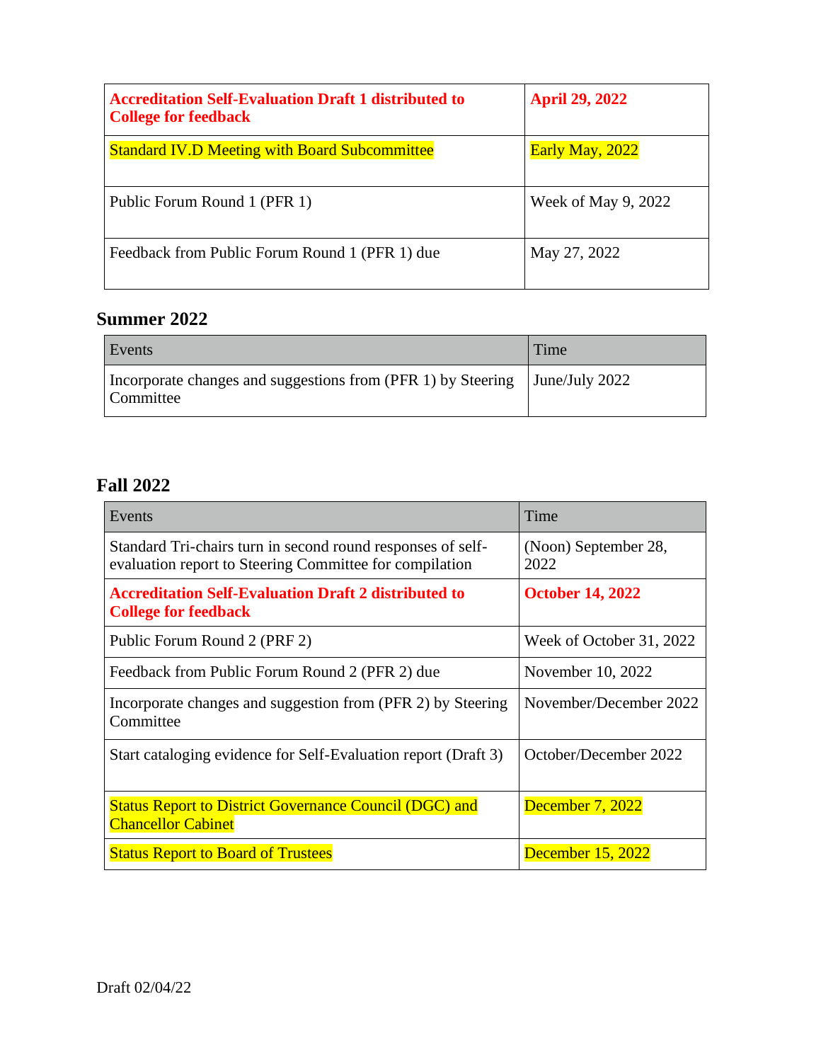| **Accreditation Self-Evaluation Draft 1 distributed to College for feedback** | **April 29, 2022** |
|---|---|
| Standard IV.D Meeting with Board Subcommittee | Early May, 2022 |
| Public Forum Round 1 (PFR 1) | Week of May 9, 2022 |
| Feedback from Public Forum Round 1 (PFR 1) due | May 27, 2022 |

## Summer 2022

| Events | Time |
|---|---|
| Incorporate changes and suggestions from (PFR 1) by Steering Committee | June/July 2022 |

## Fall 2022

| Events | Time |
|---|---|
| Standard Tri-chairs turn in second round responses of self-evaluation report to Steering Committee for compilation | (Noon) September 28, 2022 |
| **Accreditation Self-Evaluation Draft 2 distributed to College for feedback** | **October 14, 2022** |
| Public Forum Round 2 (PRF 2) | Week of October 31, 2022 |
| Feedback from Public Forum Round 2 (PFR 2) due | November 10, 2022 |
| Incorporate changes and suggestion from (PFR 2) by Steering Committee | November/December 2022 |
| Start cataloging evidence for Self-Evaluation report (Draft 3) | October/December 2022 |
| Status Report to District Governance Council (DGC) and Chancellor Cabinet | December 7, 2022 |
| Status Report to Board of Trustees | December 15, 2022 |

Draft 02/04/22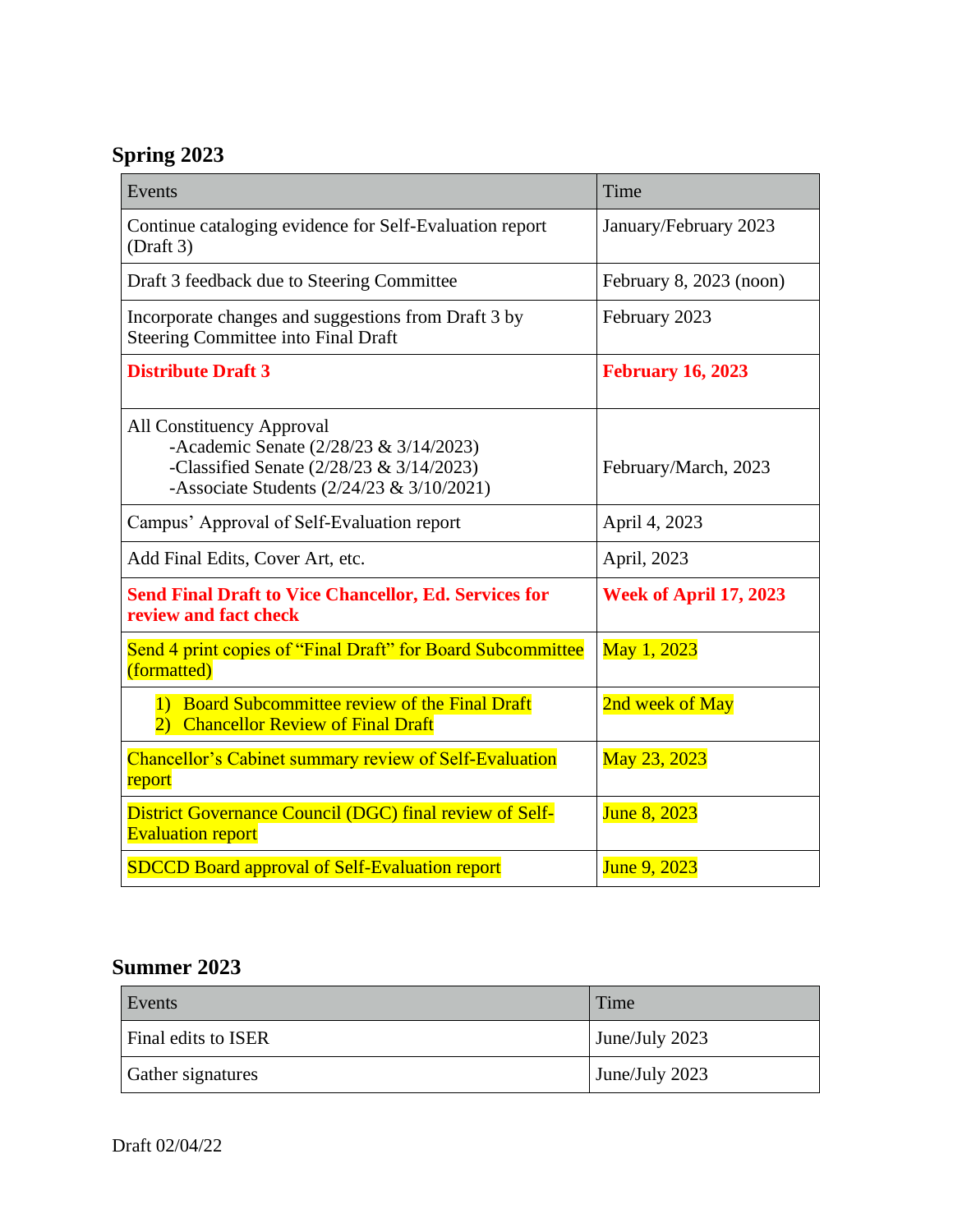## Spring 2023

| Events | Time |
| --- | --- |
| Continue cataloging evidence for Self-Evaluation report (Draft 3) | January/February 2023 |
| Draft 3 feedback due to Steering Committee | February 8, 2023 (noon) |
| Incorporate changes and suggestions from Draft 3 by Steering Committee into Final Draft | February 2023 |
| **Distribute Draft 3** | **February 16, 2023** |
| All Constituency Approval<br>-Academic Senate (2/28/23 & 3/14/2023)<br>-Classified Senate (2/28/23 & 3/14/2023)<br>-Associate Students (2/24/23 & 3/10/2021) | February/March, 2023 |
| Campus' Approval of Self-Evaluation report | April 4, 2023 |
| Add Final Edits, Cover Art, etc. | April, 2023 |
| **Send Final Draft to Vice Chancellor, Ed. Services for review and fact check** | **Week of April 17, 2023** |
| Send 4 print copies of "Final Draft" for Board Subcommittee (formatted) | May 1, 2023 |
| 1) Board Subcommittee review of the Final Draft<br>2) Chancellor Review of Final Draft | 2nd week of May |
| Chancellor's Cabinet summary review of Self-Evaluation report | May 23, 2023 |
| District Governance Council (DGC) final review of Self-Evaluation report | June 8, 2023 |
| SDCCD Board approval of Self-Evaluation report | June 9, 2023 |

## Summer 2023

| Events | Time |
| --- | --- |
| Final edits to ISER | June/July 2023 |
| Gather signatures | June/July 2023 |

Draft 02/04/22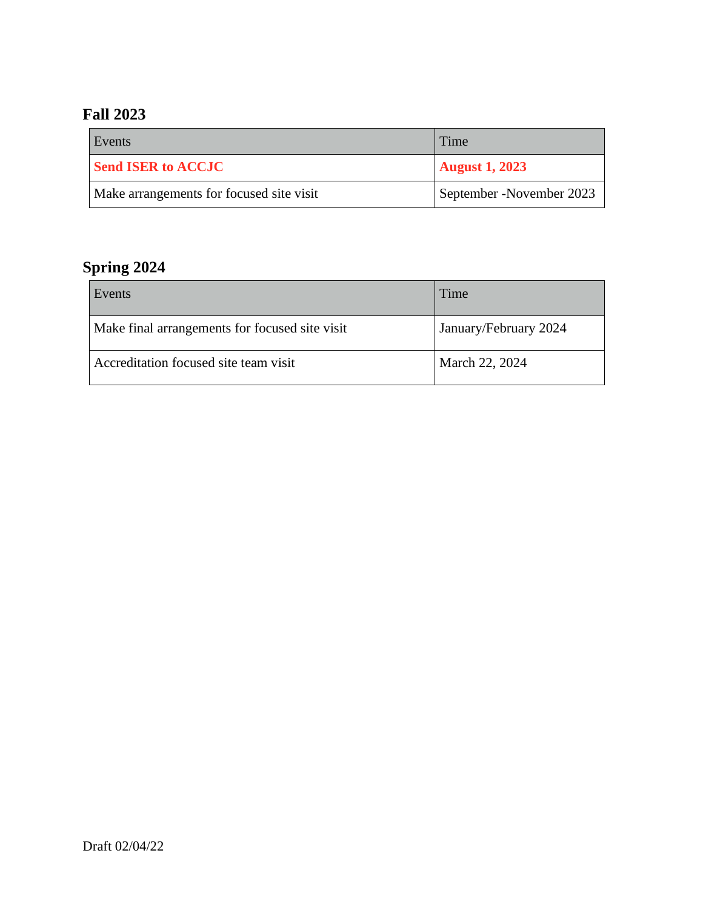## Fall 2023

| Events | Time |
|---|---|
| **Send ISER to ACCJC** | **August 1, 2023** |
| Make arrangements for focused site visit | September -November 2023 |

## Spring 2024

| Events | Time |
|---|---|
| Make final arrangements for focused site visit | January/February 2024 |
| Accreditation focused site team visit | March 22, 2024 |

Draft 02/04/22